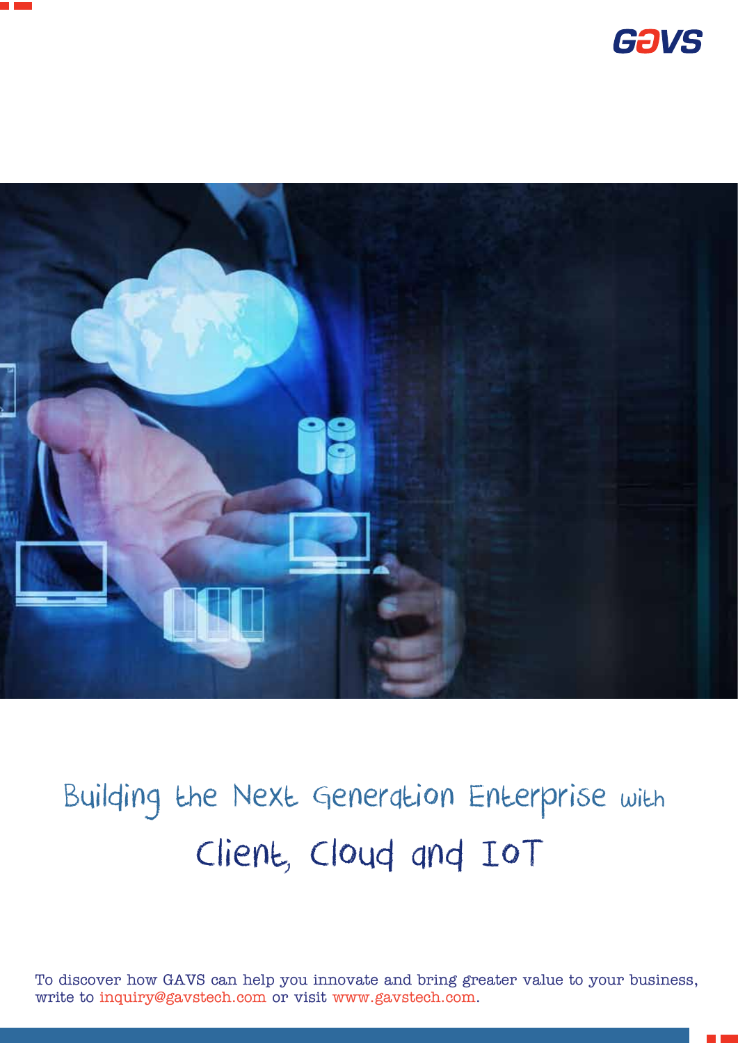# Building the Next Generation Enterprise with Client, Cloud and IoT

To discover how GAVS can help you innovate and bring greater value to your business, write to inquiry@gavstech.com or visit www.gavstech.com.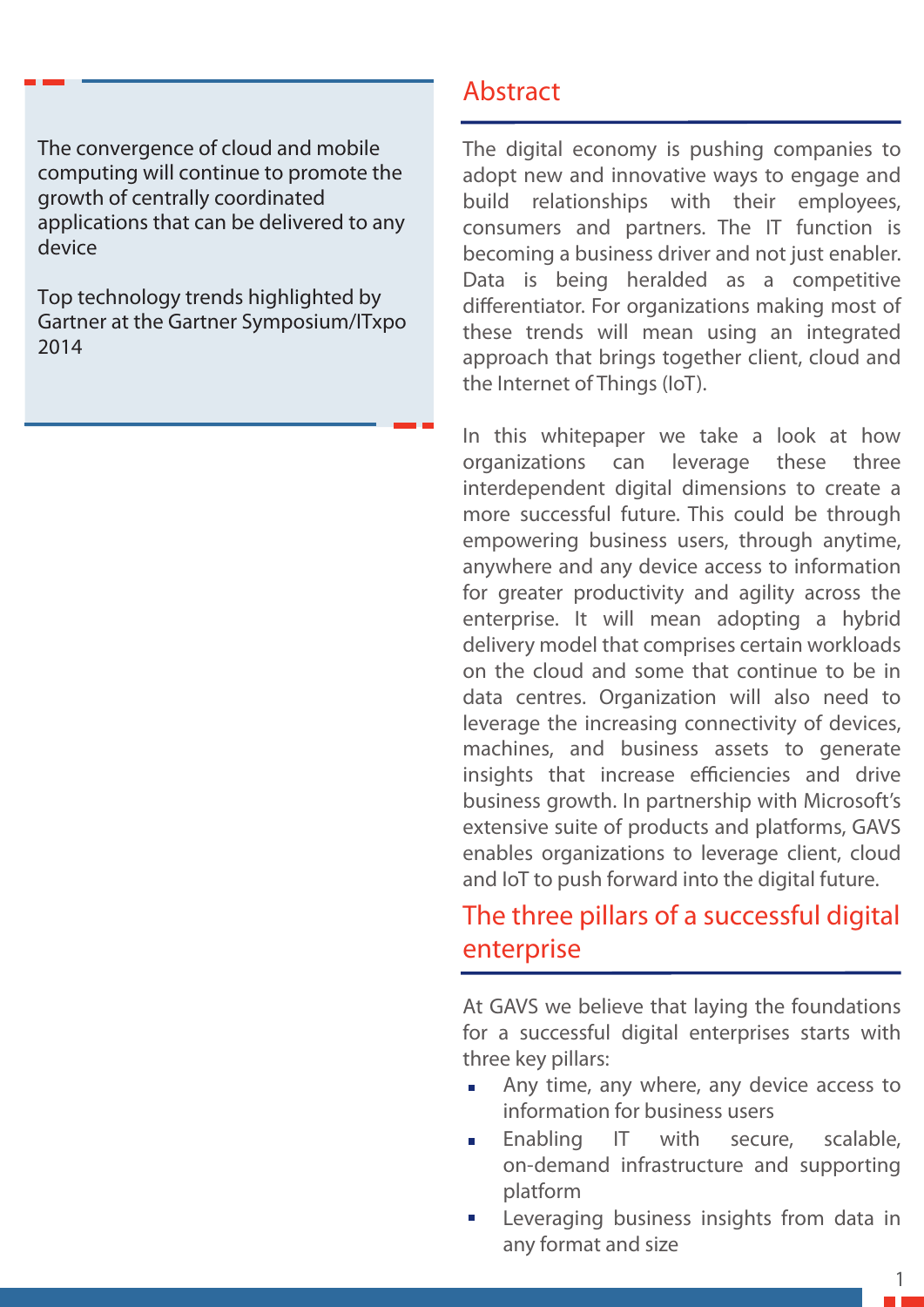> The convergence of cloud and mobile computing will continue to promote the growth of centrally coordinated applications that can be delivered to any device
>
> Top technology trends highlighted by Gartner at the Gartner Symposium/ITxpo 2014

## Abstract

The digital economy is pushing companies to adopt new and innovative ways to engage and build relationships with their employees, consumers and partners. The IT function is becoming a business driver and not just enabler. Data is being heralded as a competitive differentiator. For organizations making most of these trends will mean using an integrated approach that brings together client, cloud and the Internet of Things (IoT).

In this whitepaper we take a look at how organizations can leverage these three interdependent digital dimensions to create a more successful future. This could be through empowering business users, through anytime, anywhere and any device access to information for greater productivity and agility across the enterprise. It will mean adopting a hybrid delivery model that comprises certain workloads on the cloud and some that continue to be in data centres. Organization will also need to leverage the increasing connectivity of devices, machines, and business assets to generate insights that increase efficiencies and drive business growth. In partnership with Microsoft's extensive suite of products and platforms, GAVS enables organizations to leverage client, cloud and IoT to push forward into the digital future.

## The three pillars of a successful digital enterprise

At GAVS we believe that laying the foundations for a successful digital enterprises starts with three key pillars:

- Any time, any where, any device access to information for business users
- Enabling IT with secure, scalable, on-demand infrastructure and supporting platform
- Leveraging business insights from data in any format and size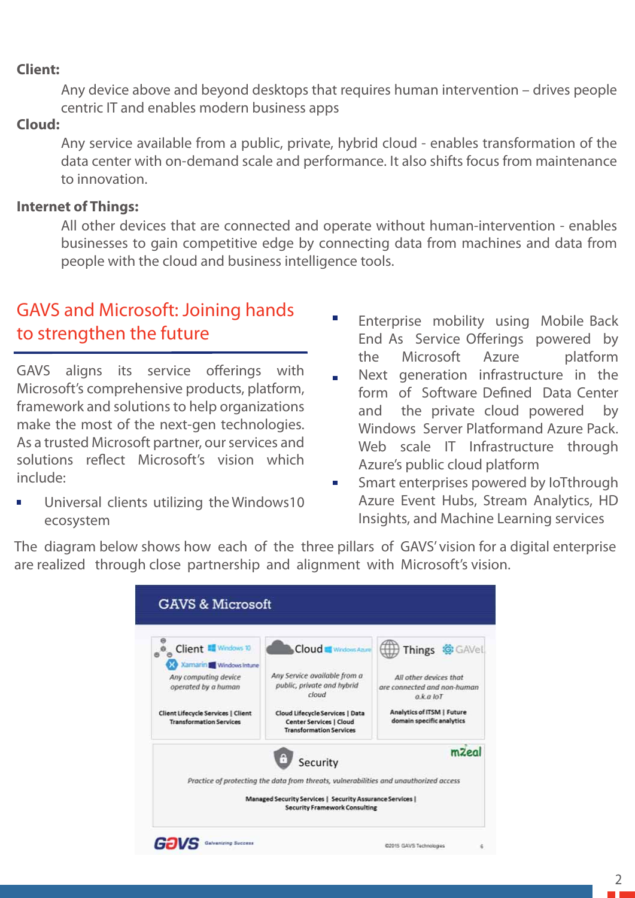**Client:**

Any device above and beyond desktops that requires human intervention – drives people centric IT and enables modern business apps

**Cloud:**

Any service available from a public, private, hybrid cloud - enables transformation of the data center with on-demand scale and performance. It also shifts focus from maintenance to innovation.

**Internet of Things:**

All other devices that are connected and operate without human-intervention - enables businesses to gain competitive edge by connecting data from machines and data from people with the cloud and business intelligence tools.

## GAVS and Microsoft: Joining hands to strengthen the future

GAVS aligns its service offerings with Microsoft's comprehensive products, platform, framework and solutions to help organizations make the most of the next-gen technologies. As a trusted Microsoft partner, our services and solutions reflect Microsoft's vision which include:

- Universal clients utilizing the Windows10 ecosystem
- Enterprise mobility using Mobile Back End As Service Offerings powered by the Microsoft Azure platform
- Next generation infrastructure in the form of Software Defined Data Center and the private cloud powered by Windows Server Platformand Azure Pack. Web scale IT Infrastructure through Azure's public cloud platform
- Smart enterprises powered by IoTthrough Azure Event Hubs, Stream Analytics, HD Insights, and Machine Learning services

The diagram below shows how each of the three pillars of GAVS' vision for a digital enterprise are realized through close partnership and alignment with Microsoft's vision.

**GAVS & Microsoft**

| Client (Windows 10, Xamarin, Windows Intune) | Cloud (Windows Azure) | Things (GAVel) |
|---|---|---|
| *Any computing device operated by a human* | *Any Service available from a public, private and hybrid cloud* | *All other devices that are connected and non-human a.k.a IoT* |
| Client Lifecycle Services \| Client Transformation Services | Cloud Lifecycle Services \| Data Center Services \| Cloud Transformation Services | Analytics of ITSM \| Future domain specific analytics |

**Security** (mZeal)

*Practice of protecting the data from threats, vulnerabilities and unauthorized access*

Managed Security Services | Security Assurance Services | Security Framework Consulting

GAVS Galvanizing Success — ©2015 GAVS Technologies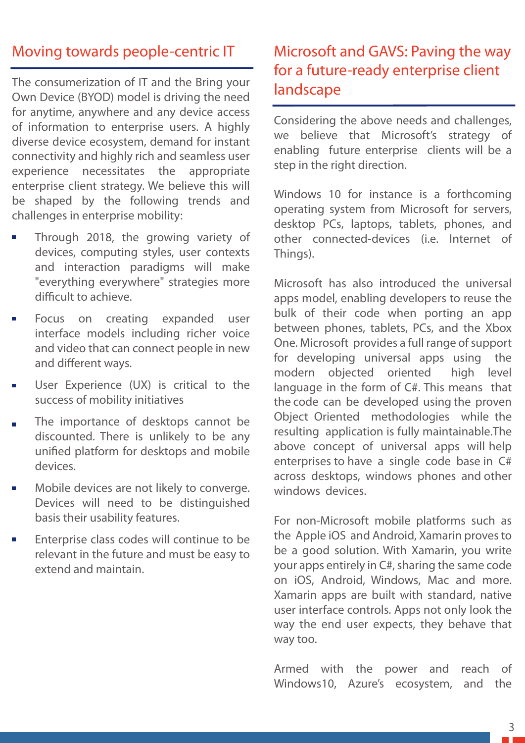## Moving towards people-centric IT

The consumerization of IT and the Bring your Own Device (BYOD) model is driving the need for anytime, anywhere and any device access of information to enterprise users. A highly diverse device ecosystem, demand for instant connectivity and highly rich and seamless user experience necessitates the appropriate enterprise client strategy. We believe this will be shaped by the following trends and challenges in enterprise mobility:

- Through 2018, the growing variety of devices, computing styles, user contexts and interaction paradigms will make "everything everywhere" strategies more difficult to achieve.
- Focus on creating expanded user interface models including richer voice and video that can connect people in new and different ways.
- User Experience (UX) is critical to the success of mobility initiatives
- The importance of desktops cannot be discounted. There is unlikely to be any unified platform for desktops and mobile devices.
- Mobile devices are not likely to converge. Devices will need to be distinguished basis their usability features.
- Enterprise class codes will continue to be relevant in the future and must be easy to extend and maintain.

## Microsoft and GAVS: Paving the way for a future-ready enterprise client landscape

Considering the above needs and challenges, we believe that Microsoft's strategy of enabling future enterprise clients will be a step in the right direction.

Windows 10 for instance is a forthcoming operating system from Microsoft for servers, desktop PCs, laptops, tablets, phones, and other connected-devices (i.e. Internet of Things).

Microsoft has also introduced the universal apps model, enabling developers to reuse the bulk of their code when porting an app between phones, tablets, PCs, and the Xbox One. Microsoft provides a full range of support for developing universal apps using the modern objected oriented high level language in the form of C#. This means that the code can be developed using the proven Object Oriented methodologies while the resulting application is fully maintainable.The above concept of universal apps will help enterprises to have a single code base in C# across desktops, windows phones and other windows devices.

For non-Microsoft mobile platforms such as the Apple iOS and Android, Xamarin proves to be a good solution. With Xamarin, you write your apps entirely in C#, sharing the same code on iOS, Android, Windows, Mac and more. Xamarin apps are built with standard, native user interface controls. Apps not only look the way the end user expects, they behave that way too.

Armed with the power and reach of Windows10, Azure's ecosystem, and the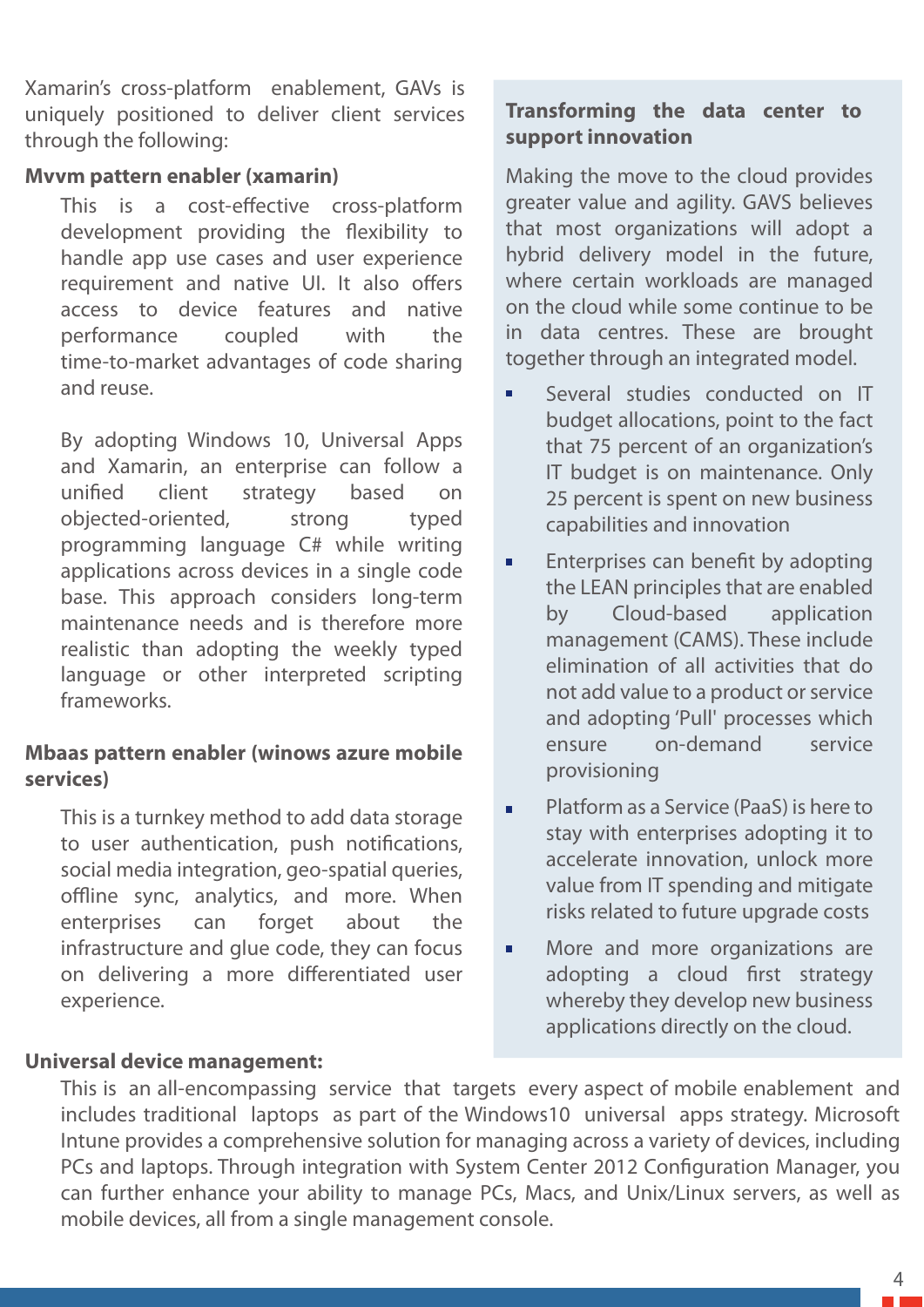Xamarin's cross-platform enablement, GAVs is uniquely positioned to deliver client services through the following:

**Mvvm pattern enabler (xamarin)**

This is a cost-effective cross-platform development providing the flexibility to handle app use cases and user experience requirement and native UI. It also offers access to device features and native performance coupled with the time-to-market advantages of code sharing and reuse.

By adopting Windows 10, Universal Apps and Xamarin, an enterprise can follow a unified client strategy based on objected-oriented, strong typed programming language C# while writing applications across devices in a single code base. This approach considers long-term maintenance needs and is therefore more realistic than adopting the weekly typed language or other interpreted scripting frameworks.

**Mbaas pattern enabler (winows azure mobile services)**

This is a turnkey method to add data storage to user authentication, push notifications, social media integration, geo-spatial queries, offline sync, analytics, and more. When enterprises can forget about the infrastructure and glue code, they can focus on delivering a more differentiated user experience.

**Universal device management:**

This is an all-encompassing service that targets every aspect of mobile enablement and includes traditional laptops as part of the Windows10 universal apps strategy. Microsoft Intune provides a comprehensive solution for managing across a variety of devices, including PCs and laptops. Through integration with System Center 2012 Configuration Manager, you can further enhance your ability to manage PCs, Macs, and Unix/Linux servers, as well as mobile devices, all from a single management console.

**Transforming the data center to support innovation**

Making the move to the cloud provides greater value and agility. GAVS believes that most organizations will adopt a hybrid delivery model in the future, where certain workloads are managed on the cloud while some continue to be in data centres. These are brought together through an integrated model.

- Several studies conducted on IT budget allocations, point to the fact that 75 percent of an organization's IT budget is on maintenance. Only 25 percent is spent on new business capabilities and innovation
- Enterprises can benefit by adopting the LEAN principles that are enabled by Cloud-based application management (CAMS). These include elimination of all activities that do not add value to a product or service and adopting 'Pull' processes which ensure on-demand service provisioning
- Platform as a Service (PaaS) is here to stay with enterprises adopting it to accelerate innovation, unlock more value from IT spending and mitigate risks related to future upgrade costs
- More and more organizations are adopting a cloud first strategy whereby they develop new business applications directly on the cloud.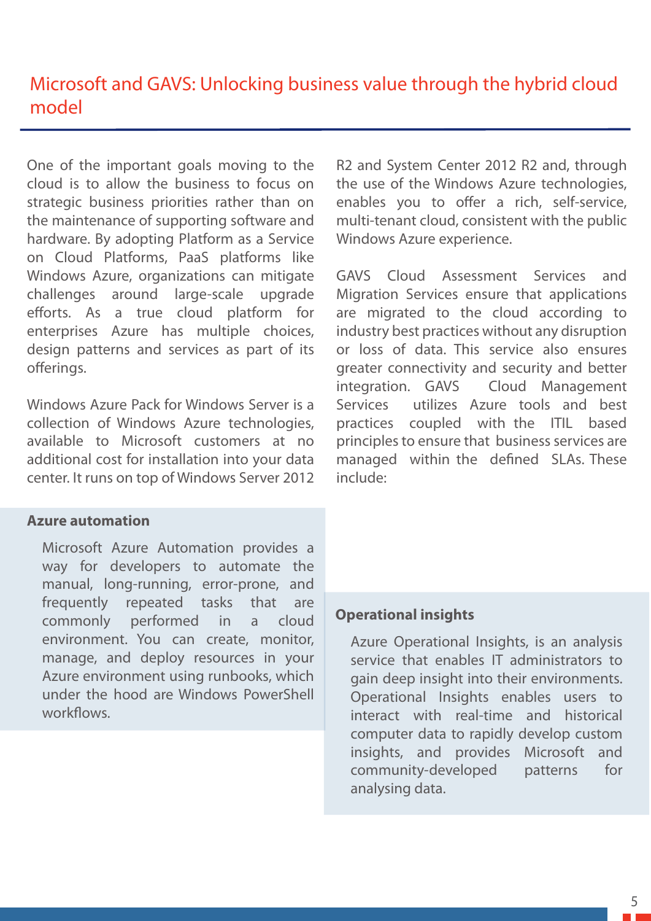# Microsoft and GAVS: Unlocking business value through the hybrid cloud model

One of the important goals moving to the cloud is to allow the business to focus on strategic business priorities rather than on the maintenance of supporting software and hardware. By adopting Platform as a Service on Cloud Platforms, PaaS platforms like Windows Azure, organizations can mitigate challenges around large-scale upgrade efforts. As a true cloud platform for enterprises Azure has multiple choices, design patterns and services as part of its offerings.

Windows Azure Pack for Windows Server is a collection of Windows Azure technologies, available to Microsoft customers at no additional cost for installation into your data center. It runs on top of Windows Server 2012 R2 and System Center 2012 R2 and, through the use of the Windows Azure technologies, enables you to offer a rich, self-service, multi-tenant cloud, consistent with the public Windows Azure experience.

GAVS Cloud Assessment Services and Migration Services ensure that applications are migrated to the cloud according to industry best practices without any disruption or loss of data. This service also ensures greater connectivity and security and better integration. GAVS Cloud Management Services utilizes Azure tools and best practices coupled with the ITIL based principles to ensure that business services are managed within the defined SLAs. These include:

**Azure automation**

Microsoft Azure Automation provides a way for developers to automate the manual, long-running, error-prone, and frequently repeated tasks that are commonly performed in a cloud environment. You can create, monitor, manage, and deploy resources in your Azure environment using runbooks, which under the hood are Windows PowerShell workflows.

**Operational insights**

Azure Operational Insights, is an analysis service that enables IT administrators to gain deep insight into their environments. Operational Insights enables users to interact with real-time and historical computer data to rapidly develop custom insights, and provides Microsoft and community-developed patterns for analysing data.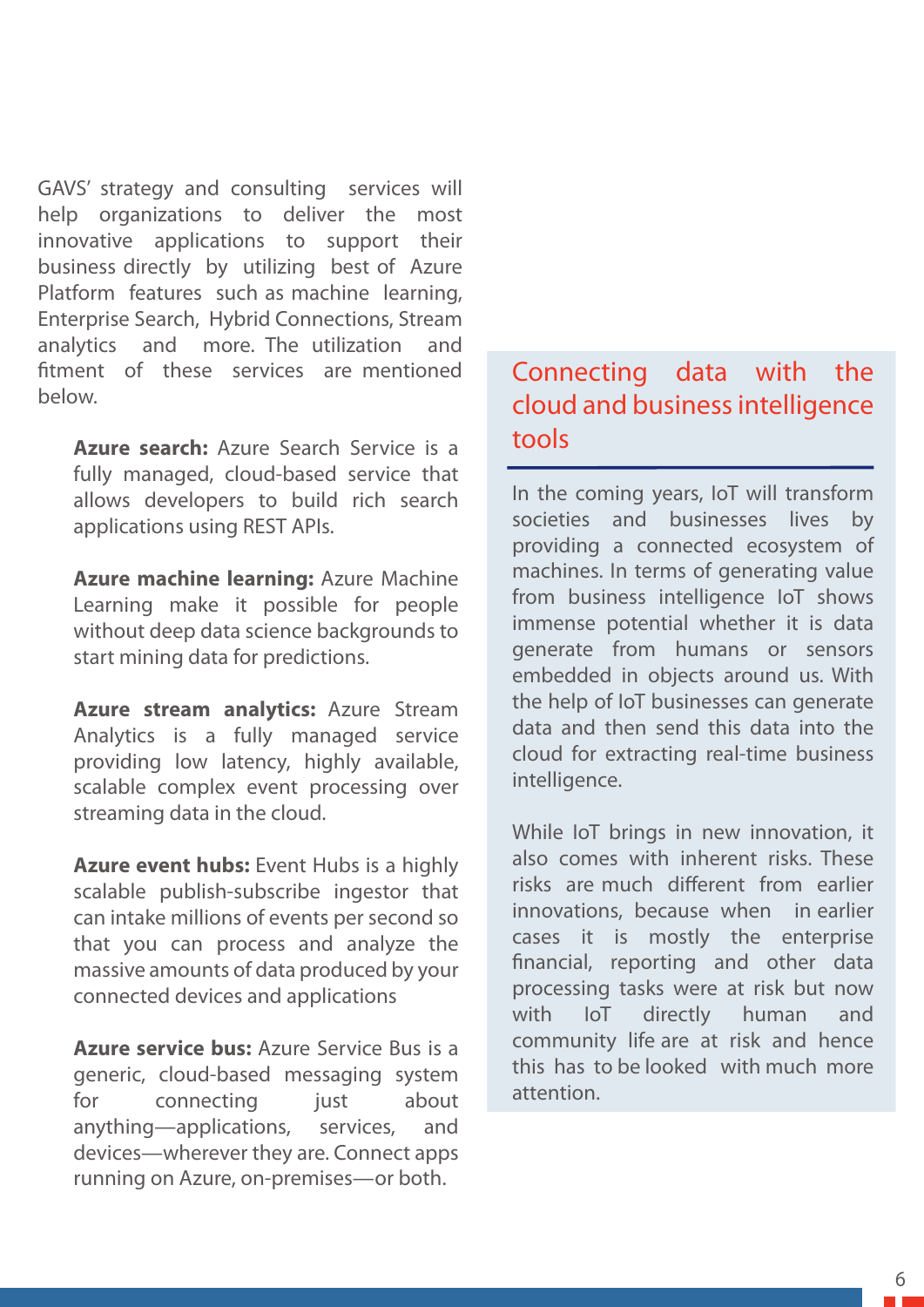GAVS' strategy and consulting services will help organizations to deliver the most innovative applications to support their business directly by utilizing best of Azure Platform features such as machine learning, Enterprise Search, Hybrid Connections, Stream analytics and more. The utilization and fitment of these services are mentioned below.

**Azure search:** Azure Search Service is a fully managed, cloud-based service that allows developers to build rich search applications using REST APIs.

**Azure machine learning:** Azure Machine Learning make it possible for people without deep data science backgrounds to start mining data for predictions.

**Azure stream analytics:** Azure Stream Analytics is a fully managed service providing low latency, highly available, scalable complex event processing over streaming data in the cloud.

**Azure event hubs:** Event Hubs is a highly scalable publish-subscribe ingestor that can intake millions of events per second so that you can process and analyze the massive amounts of data produced by your connected devices and applications

**Azure service bus:** Azure Service Bus is a generic, cloud-based messaging system for connecting just about anything—applications, services, and devices—wherever they are. Connect apps running on Azure, on-premises—or both.

## Connecting data with the cloud and business intelligence tools

In the coming years, IoT will transform societies and businesses lives by providing a connected ecosystem of machines. In terms of generating value from business intelligence IoT shows immense potential whether it is data generate from humans or sensors embedded in objects around us. With the help of IoT businesses can generate data and then send this data into the cloud for extracting real-time business intelligence.

While IoT brings in new innovation, it also comes with inherent risks. These risks are much different from earlier innovations, because when in earlier cases it is mostly the enterprise financial, reporting and other data processing tasks were at risk but now with IoT directly human and community life are at risk and hence this has to be looked with much more attention.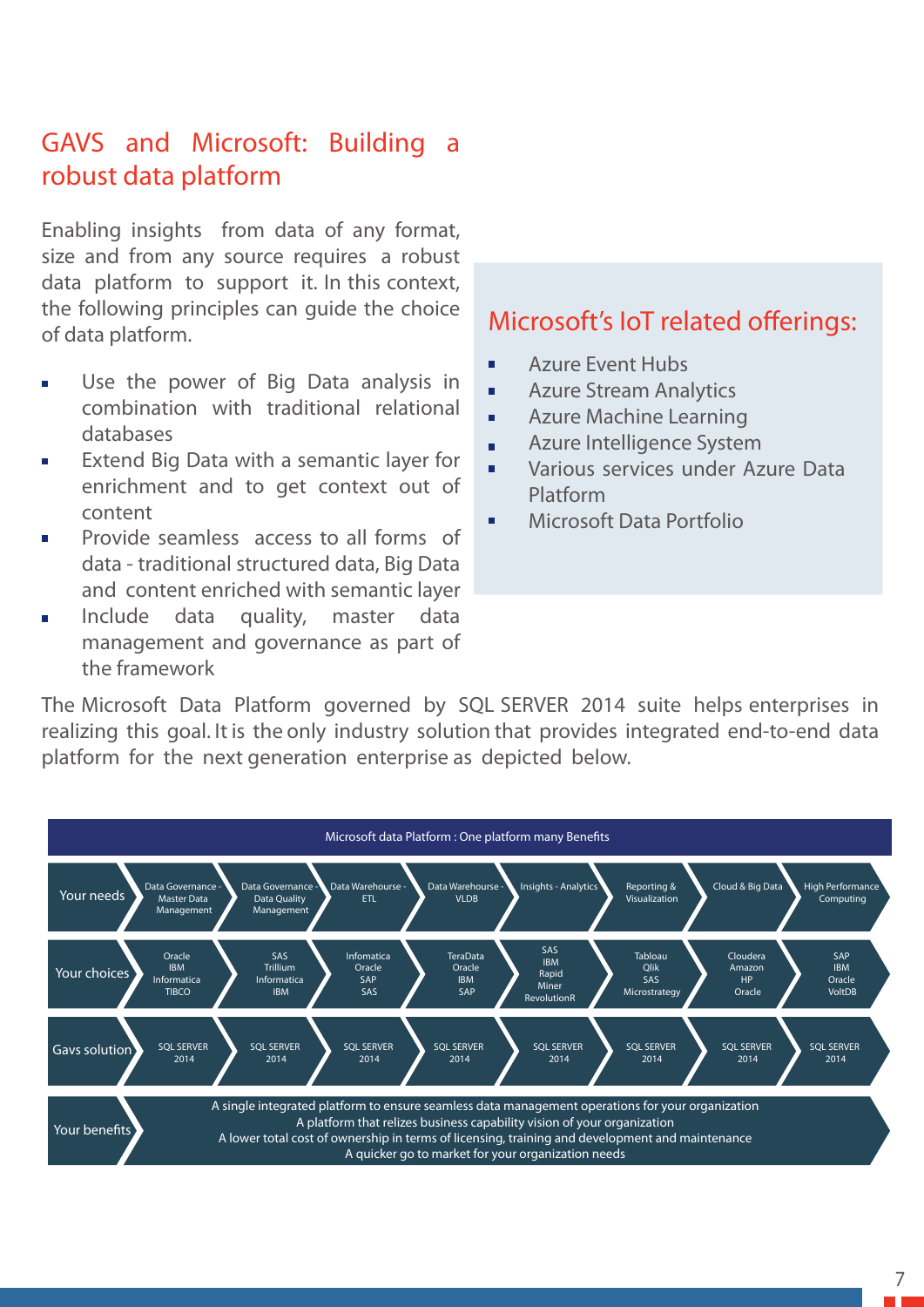## GAVS and Microsoft: Building a robust data platform

Enabling insights from data of any format, size and from any source requires a robust data platform to support it. In this context, the following principles can guide the choice of data platform.

- Use the power of Big Data analysis in combination with traditional relational databases
- Extend Big Data with a semantic layer for enrichment and to get context out of content
- Provide seamless access to all forms of data - traditional structured data, Big Data and content enriched with semantic layer
- Include data quality, master data management and governance as part of the framework

### Microsoft's IoT related offerings:

- Azure Event Hubs
- Azure Stream Analytics
- Azure Machine Learning
- Azure Intelligence System
- Various services under Azure Data Platform
- Microsoft Data Portfolio

The Microsoft Data Platform governed by SQL SERVER 2014 suite helps enterprises in realizing this goal. It is the only industry solution that provides integrated end-to-end data platform for the next generation enterprise as depicted below.

**Microsoft data Platform : One platform many Benefits**

| | | | | | | | | |
|---|---|---|---|---|---|---|---|---|
| Your needs | Data Governance - Master Data Management | Data Governance - Data Quality Management | Data Warehourse - ETL | Data Warehourse - VLDB | Insights - Analytics | Reporting & Visualization | Cloud & Big Data | High Performance Computing |
| Your choices | Oracle IBM Informatica TIBCO | SAS Trillium Informatica IBM | Infomatica Oracle SAP SAS | TeraData Oracle IBM SAP | SAS IBM Rapid Miner RevolutionR | Tablolau Qlik SAS Microstrategy | Cloudera Amazon HP Oracle | SAP IBM Oracle VoltDB |
| Gavs solution | SQL SERVER 2014 | SQL SERVER 2014 | SQL SERVER 2014 | SQL SERVER 2014 | SQL SERVER 2014 | SQL SERVER 2014 | SQL SERVER 2014 | SQL SERVER 2014 |
| Your benefits | A single integrated platform to ensure seamless data management operations for your organization<br>A platform that relizes business capability vision of your organization<br>A lower total cost of ownership in terms of licensing, training and development and maintenance<br>A quicker go to market for your organization needs | | | | | | | |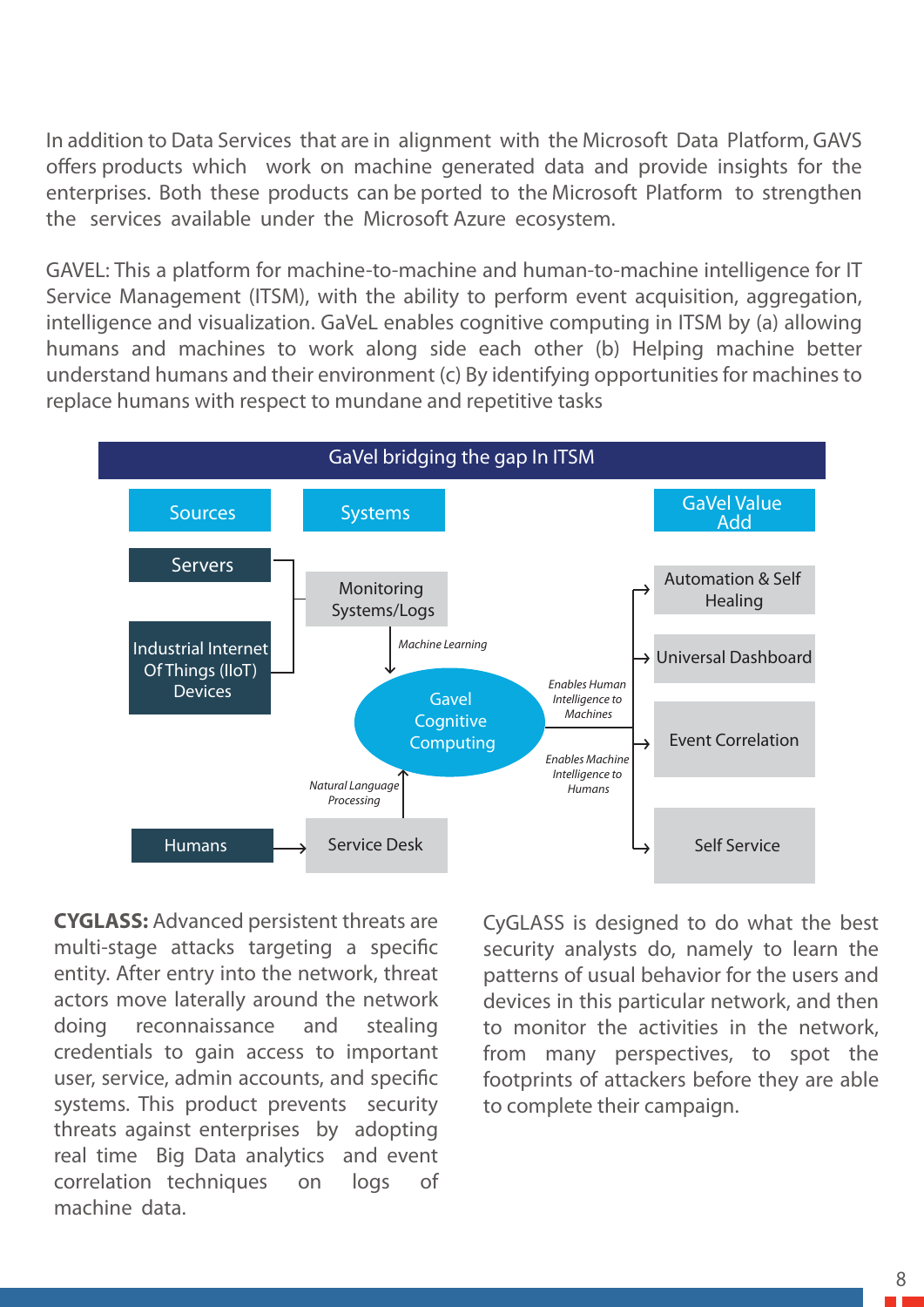In addition to Data Services that are in alignment with the Microsoft Data Platform, GAVS offers products which work on machine generated data and provide insights for the enterprises. Both these products can be ported to the Microsoft Platform to strengthen the services available under the Microsoft Azure ecosystem.

GAVEL: This a platform for machine-to-machine and human-to-machine intelligence for IT Service Management (ITSM), with the ability to perform event acquisition, aggregation, intelligence and visualization. GaVeL enables cognitive computing in ITSM by (a) allowing humans and machines to work along side each other (b) Helping machine better understand humans and their environment (c) By identifying opportunities for machines to replace humans with respect to mundane and repetitive tasks

**GaVel bridging the gap In ITSM**

| Sources | Systems | | GaVel Value Add |
|---|---|---|---|
| Servers; Industrial Internet Of Things (IIoT) Devices | Monitoring Systems/Logs | *Machine Learning* → Gavel Cognitive Computing | Automation & Self Healing |
| | | Gavel Cognitive Computing — *Enables Human Intelligence to Machines* / *Enables Machine Intelligence to Humans* | Universal Dashboard |
| | | | Event Correlation |
| Humans | Service Desk | *Natural Language Processing* → Gavel Cognitive Computing | Self Service |

**CYGLASS:** Advanced persistent threats are multi-stage attacks targeting a specific entity. After entry into the network, threat actors move laterally around the network doing reconnaissance and stealing credentials to gain access to important user, service, admin accounts, and specific systems. This product prevents security threats against enterprises by adopting real time Big Data analytics and event correlation techniques on logs of machine data.

CyGLASS is designed to do what the best security analysts do, namely to learn the patterns of usual behavior for the users and devices in this particular network, and then to monitor the activities in the network, from many perspectives, to spot the footprints of attackers before they are able to complete their campaign.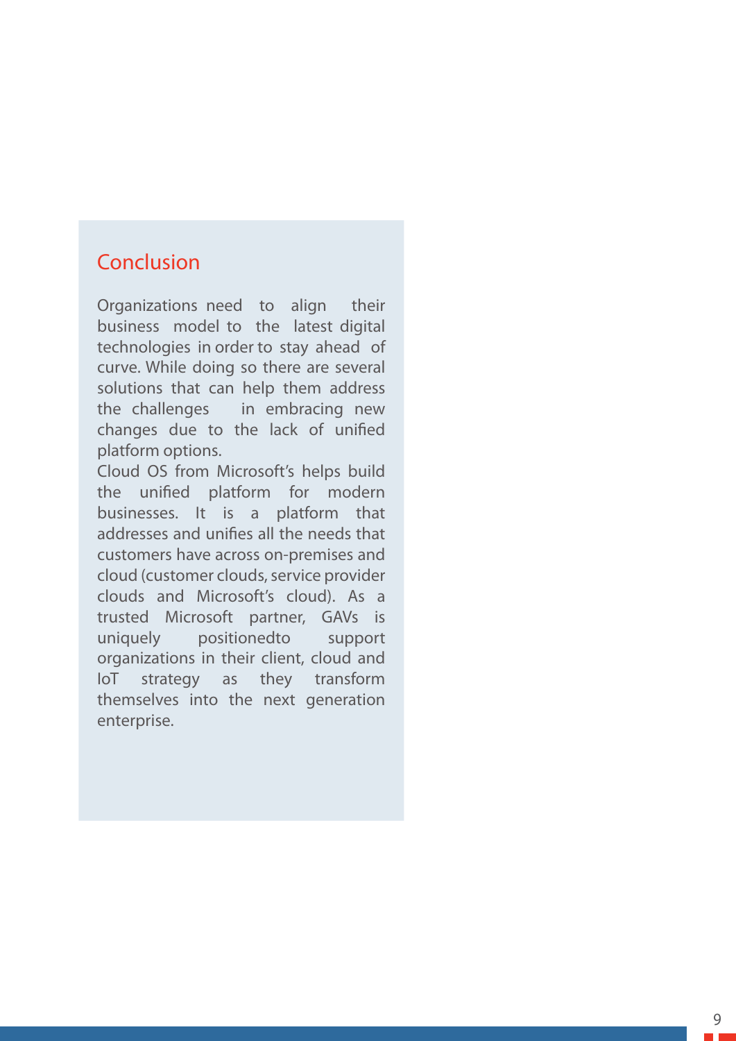## Conclusion

Organizations need to align their business model to the latest digital technologies in order to stay ahead of curve. While doing so there are several solutions that can help them address the challenges in embracing new changes due to the lack of unified platform options.

Cloud OS from Microsoft's helps build the unified platform for modern businesses. It is a platform that addresses and unifies all the needs that customers have across on-premises and cloud (customer clouds, service provider clouds and Microsoft's cloud). As a trusted Microsoft partner, GAVs is uniquely positionedto support organizations in their client, cloud and IoT strategy as they transform themselves into the next generation enterprise.